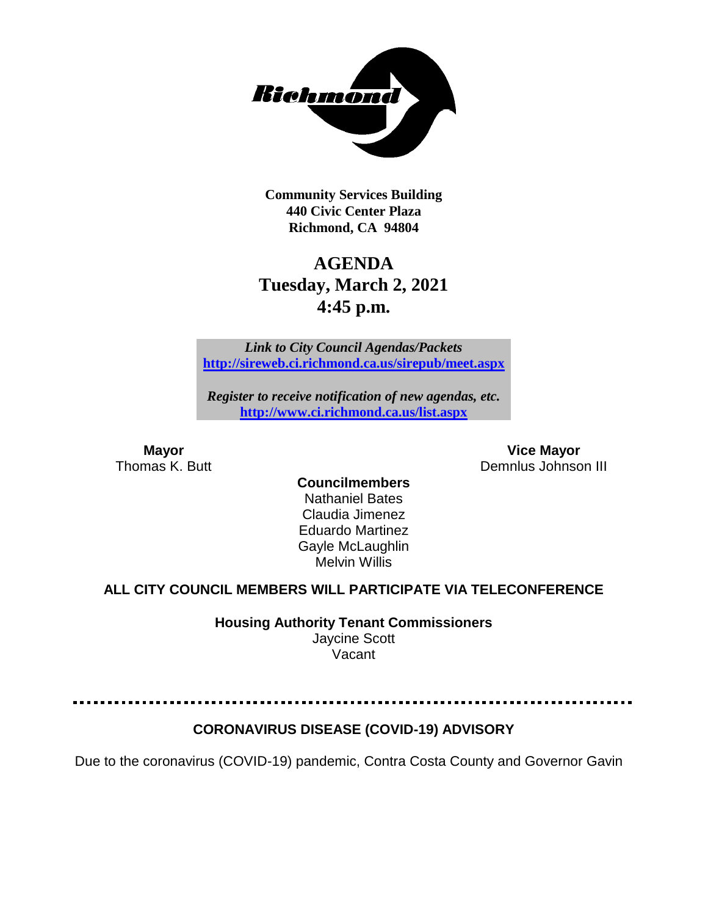Community Services Building
440 Civic Center Plaza
Richmond, CA 94804

# AGENDA
## Tuesday, March 2, 2021
## 4:45 p.m.

*Link to City Council Agendas/Packets*
**http://sireweb.ci.richmond.ca.us/sirepub/meet.aspx**

*Register to receive notification of new agendas, etc.*
**http://www.ci.richmond.ca.us/list.aspx**

**Mayor**
Thomas K. Butt

**Vice Mayor**
Demnlus Johnson III

**Councilmembers**
Nathaniel Bates
Claudia Jimenez
Eduardo Martinez
Gayle McLaughlin
Melvin Willis

**ALL CITY COUNCIL MEMBERS WILL PARTICIPATE VIA TELECONFERENCE**

**Housing Authority Tenant Commissioners**
Jaycine Scott
Vacant

---

**CORONAVIRUS DISEASE (COVID-19) ADVISORY**

Due to the coronavirus (COVID-19) pandemic, Contra Costa County and Governor Gavin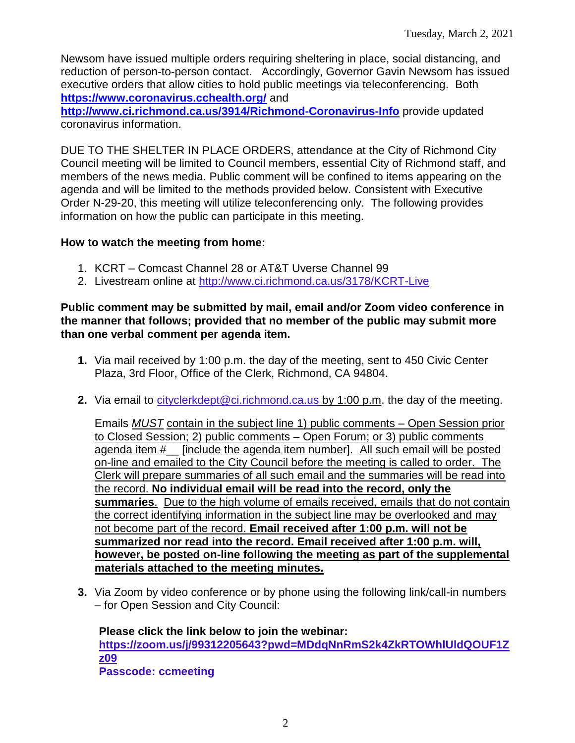Newsom have issued multiple orders requiring sheltering in place, social distancing, and reduction of person-to-person contact. Accordingly, Governor Gavin Newsom has issued executive orders that allow cities to hold public meetings via teleconferencing. Both **https://www.coronavirus.cchealth.org/** and **http://www.ci.richmond.ca.us/3914/Richmond-Coronavirus-Info** provide updated coronavirus information.

DUE TO THE SHELTER IN PLACE ORDERS, attendance at the City of Richmond City Council meeting will be limited to Council members, essential City of Richmond staff, and members of the news media. Public comment will be confined to items appearing on the agenda and will be limited to the methods provided below. Consistent with Executive Order N-29-20, this meeting will utilize teleconferencing only. The following provides information on how the public can participate in this meeting.

**How to watch the meeting from home:**

1. KCRT – Comcast Channel 28 or AT&T Uverse Channel 99
2. Livestream online at http://www.ci.richmond.ca.us/3178/KCRT-Live

**Public comment may be submitted by mail, email and/or Zoom video conference in the manner that follows; provided that no member of the public may submit more than one verbal comment per agenda item.**

1. Via mail received by 1:00 p.m. the day of the meeting, sent to 450 Civic Center Plaza, 3rd Floor, Office of the Clerk, Richmond, CA 94804.

2. Via email to cityclerkdept@ci.richmond.ca.us by 1:00 p.m. the day of the meeting.

   Emails *MUST* contain in the subject line 1) public comments – Open Session prior to Closed Session; 2) public comments – Open Forum; or 3) public comments agenda item #__ [include the agenda item number]. All such email will be posted on-line and emailed to the City Council before the meeting is called to order. The Clerk will prepare summaries of all such email and the summaries will be read into the record. **No individual email will be read into the record, only the summaries**. Due to the high volume of emails received, emails that do not contain the correct identifying information in the subject line may be overlooked and may not become part of the record. **Email received after 1:00 p.m. will not be summarized nor read into the record. Email received after 1:00 p.m. will, however, be posted on-line following the meeting as part of the supplemental materials attached to the meeting minutes.**

3. Via Zoom by video conference or by phone using the following link/call-in numbers – for Open Session and City Council:

   **Please click the link below to join the webinar:**
   **https://zoom.us/j/99312205643?pwd=MDdqNnRmS2k4ZkRTOWhlUldQOUF1Zz09**
   **Passcode: ccmeeting**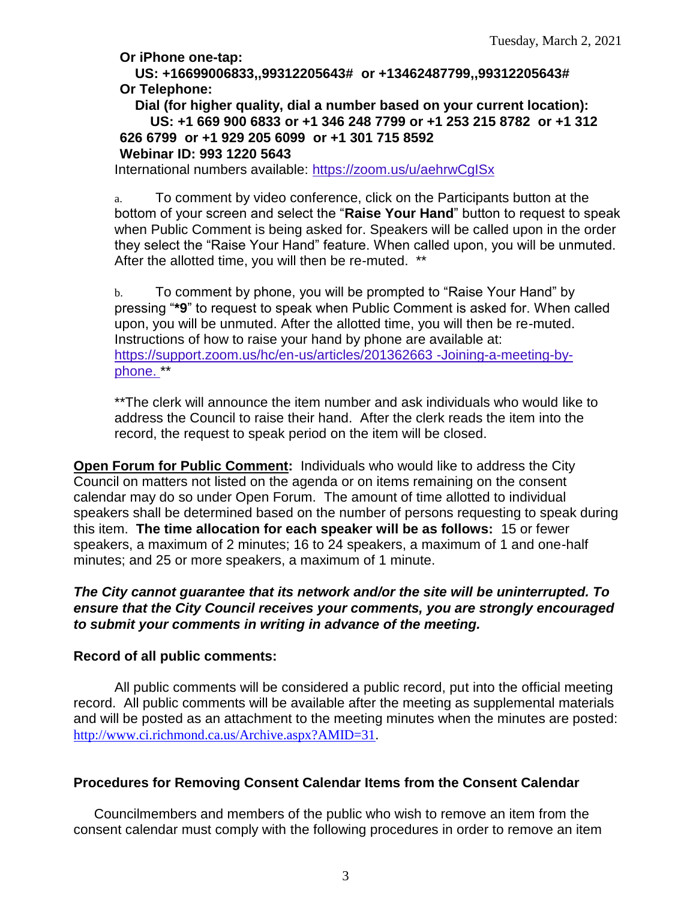**Or iPhone one-tap:**

**US: +16699006833,,99312205643# or +13462487799,,99312205643#**

**Or Telephone:**

**Dial (for higher quality, dial a number based on your current location):**

**US: +1 669 900 6833 or +1 346 248 7799 or +1 253 215 8782 or +1 312 626 6799 or +1 929 205 6099 or +1 301 715 8592**

**Webinar ID: 993 1220 5643**

International numbers available: https://zoom.us/u/aehrwCgISx

a. To comment by video conference, click on the Participants button at the bottom of your screen and select the "**Raise Your Hand**" button to request to speak when Public Comment is being asked for. Speakers will be called upon in the order they select the "Raise Your Hand" feature. When called upon, you will be unmuted. After the allotted time, you will then be re-muted. **

b. To comment by phone, you will be prompted to "Raise Your Hand" by pressing "**\*9**" to request to speak when Public Comment is asked for. When called upon, you will be unmuted. After the allotted time, you will then be re-muted. Instructions of how to raise your hand by phone are available at: https://support.zoom.us/hc/en-us/articles/201362663 -Joining-a-meeting-by-phone. **

**The clerk will announce the item number and ask individuals who would like to address the Council to raise their hand. After the clerk reads the item into the record, the request to speak period on the item will be closed.

**Open Forum for Public Comment:** Individuals who would like to address the City Council on matters not listed on the agenda or on items remaining on the consent calendar may do so under Open Forum. The amount of time allotted to individual speakers shall be determined based on the number of persons requesting to speak during this item. **The time allocation for each speaker will be as follows:** 15 or fewer speakers, a maximum of 2 minutes; 16 to 24 speakers, a maximum of 1 and one-half minutes; and 25 or more speakers, a maximum of 1 minute.

***The City cannot guarantee that its network and/or the site will be uninterrupted. To ensure that the City Council receives your comments, you are strongly encouraged to submit your comments in writing in advance of the meeting.***

**Record of all public comments:**

All public comments will be considered a public record, put into the official meeting record. All public comments will be available after the meeting as supplemental materials and will be posted as an attachment to the meeting minutes when the minutes are posted: http://www.ci.richmond.ca.us/Archive.aspx?AMID=31.

**Procedures for Removing Consent Calendar Items from the Consent Calendar**

Councilmembers and members of the public who wish to remove an item from the consent calendar must comply with the following procedures in order to remove an item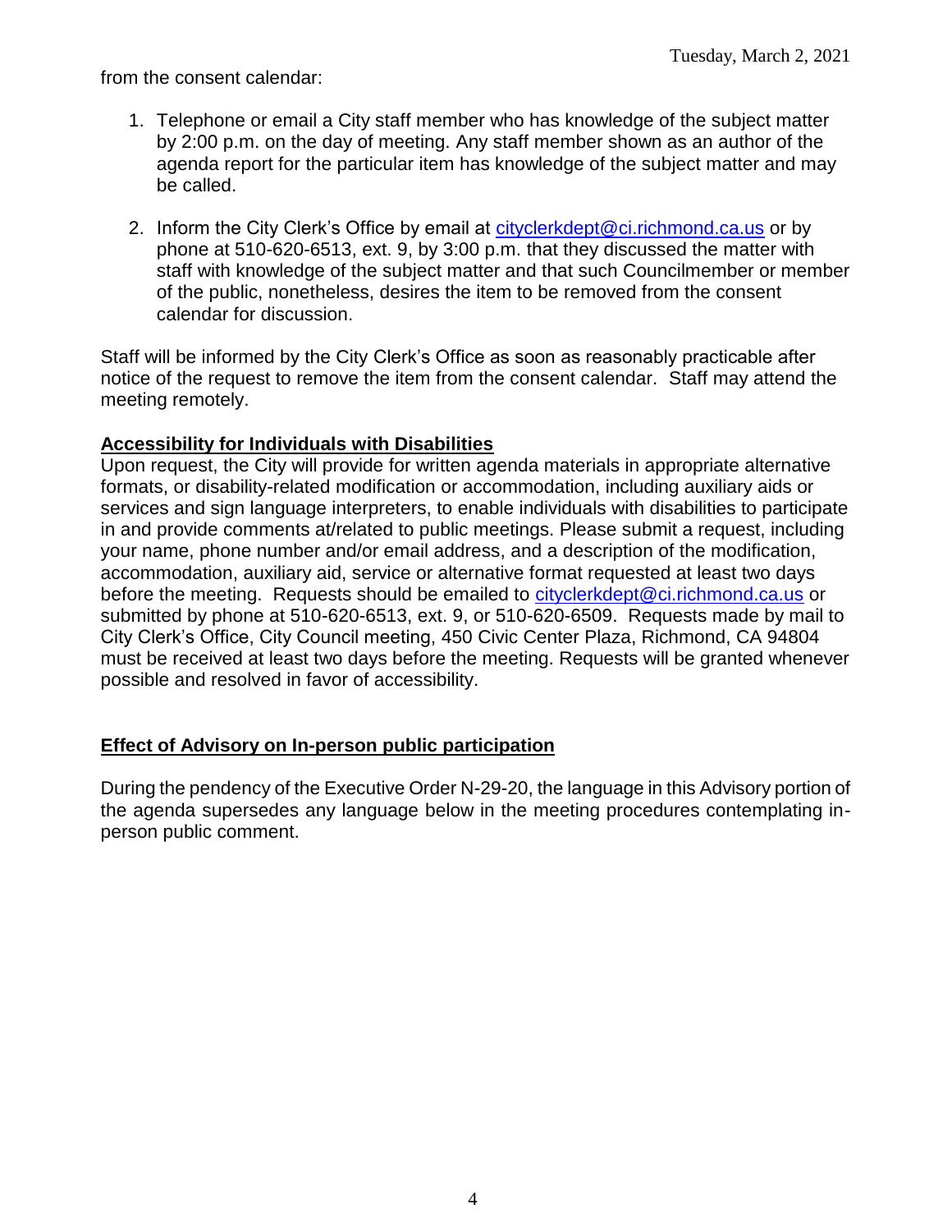from the consent calendar:

1. Telephone or email a City staff member who has knowledge of the subject matter by 2:00 p.m. on the day of meeting. Any staff member shown as an author of the agenda report for the particular item has knowledge of the subject matter and may be called.
2. Inform the City Clerk's Office by email at cityclerkdept@ci.richmond.ca.us or by phone at 510-620-6513, ext. 9, by 3:00 p.m. that they discussed the matter with staff with knowledge of the subject matter and that such Councilmember or member of the public, nonetheless, desires the item to be removed from the consent calendar for discussion.

Staff will be informed by the City Clerk's Office as soon as reasonably practicable after notice of the request to remove the item from the consent calendar. Staff may attend the meeting remotely.

**Accessibility for Individuals with Disabilities**

Upon request, the City will provide for written agenda materials in appropriate alternative formats, or disability-related modification or accommodation, including auxiliary aids or services and sign language interpreters, to enable individuals with disabilities to participate in and provide comments at/related to public meetings. Please submit a request, including your name, phone number and/or email address, and a description of the modification, accommodation, auxiliary aid, service or alternative format requested at least two days before the meeting. Requests should be emailed to cityclerkdept@ci.richmond.ca.us or submitted by phone at 510-620-6513, ext. 9, or 510-620-6509. Requests made by mail to City Clerk's Office, City Council meeting, 450 Civic Center Plaza, Richmond, CA 94804 must be received at least two days before the meeting. Requests will be granted whenever possible and resolved in favor of accessibility.

**Effect of Advisory on In-person public participation**

During the pendency of the Executive Order N-29-20, the language in this Advisory portion of the agenda supersedes any language below in the meeting procedures contemplating in-person public comment.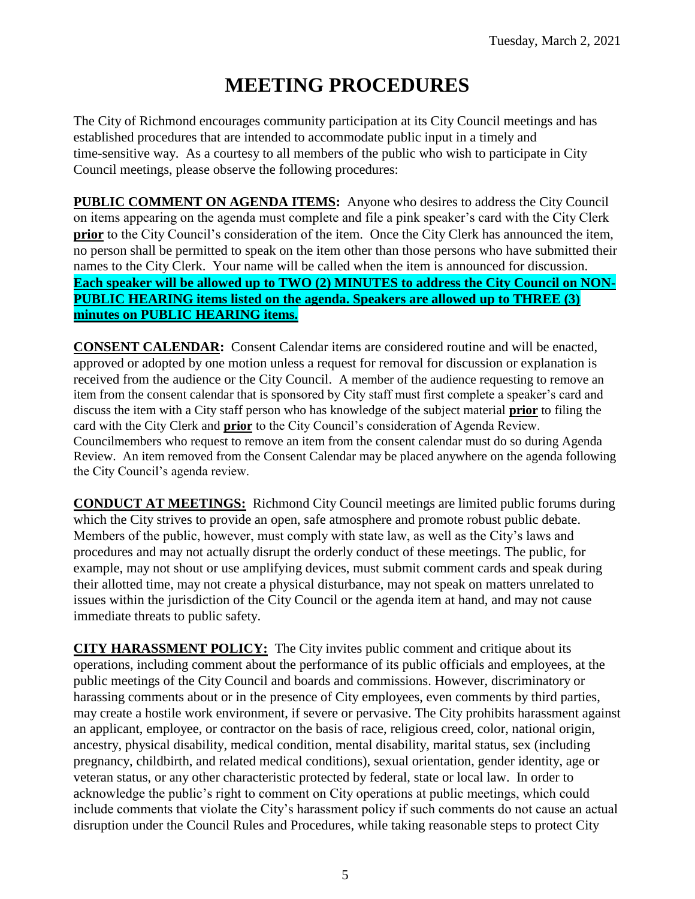# MEETING PROCEDURES

The City of Richmond encourages community participation at its City Council meetings and has established procedures that are intended to accommodate public input in a timely and time-sensitive way. As a courtesy to all members of the public who wish to participate in City Council meetings, please observe the following procedures:

**PUBLIC COMMENT ON AGENDA ITEMS:** Anyone who desires to address the City Council on items appearing on the agenda must complete and file a pink speaker's card with the City Clerk **prior** to the City Council's consideration of the item. Once the City Clerk has announced the item, no person shall be permitted to speak on the item other than those persons who have submitted their names to the City Clerk. Your name will be called when the item is announced for discussion. **Each speaker will be allowed up to TWO (2) MINUTES to address the City Council on NON-PUBLIC HEARING items listed on the agenda. Speakers are allowed up to THREE (3) minutes on PUBLIC HEARING items.**

**CONSENT CALENDAR:** Consent Calendar items are considered routine and will be enacted, approved or adopted by one motion unless a request for removal for discussion or explanation is received from the audience or the City Council. A member of the audience requesting to remove an item from the consent calendar that is sponsored by City staff must first complete a speaker's card and discuss the item with a City staff person who has knowledge of the subject material **prior** to filing the card with the City Clerk and **prior** to the City Council's consideration of Agenda Review. Councilmembers who request to remove an item from the consent calendar must do so during Agenda Review. An item removed from the Consent Calendar may be placed anywhere on the agenda following the City Council's agenda review.

**CONDUCT AT MEETINGS:** Richmond City Council meetings are limited public forums during which the City strives to provide an open, safe atmosphere and promote robust public debate. Members of the public, however, must comply with state law, as well as the City's laws and procedures and may not actually disrupt the orderly conduct of these meetings. The public, for example, may not shout or use amplifying devices, must submit comment cards and speak during their allotted time, may not create a physical disturbance, may not speak on matters unrelated to issues within the jurisdiction of the City Council or the agenda item at hand, and may not cause immediate threats to public safety.

**CITY HARASSMENT POLICY:** The City invites public comment and critique about its operations, including comment about the performance of its public officials and employees, at the public meetings of the City Council and boards and commissions. However, discriminatory or harassing comments about or in the presence of City employees, even comments by third parties, may create a hostile work environment, if severe or pervasive. The City prohibits harassment against an applicant, employee, or contractor on the basis of race, religious creed, color, national origin, ancestry, physical disability, medical condition, mental disability, marital status, sex (including pregnancy, childbirth, and related medical conditions), sexual orientation, gender identity, age or veteran status, or any other characteristic protected by federal, state or local law. In order to acknowledge the public's right to comment on City operations at public meetings, which could include comments that violate the City's harassment policy if such comments do not cause an actual disruption under the Council Rules and Procedures, while taking reasonable steps to protect City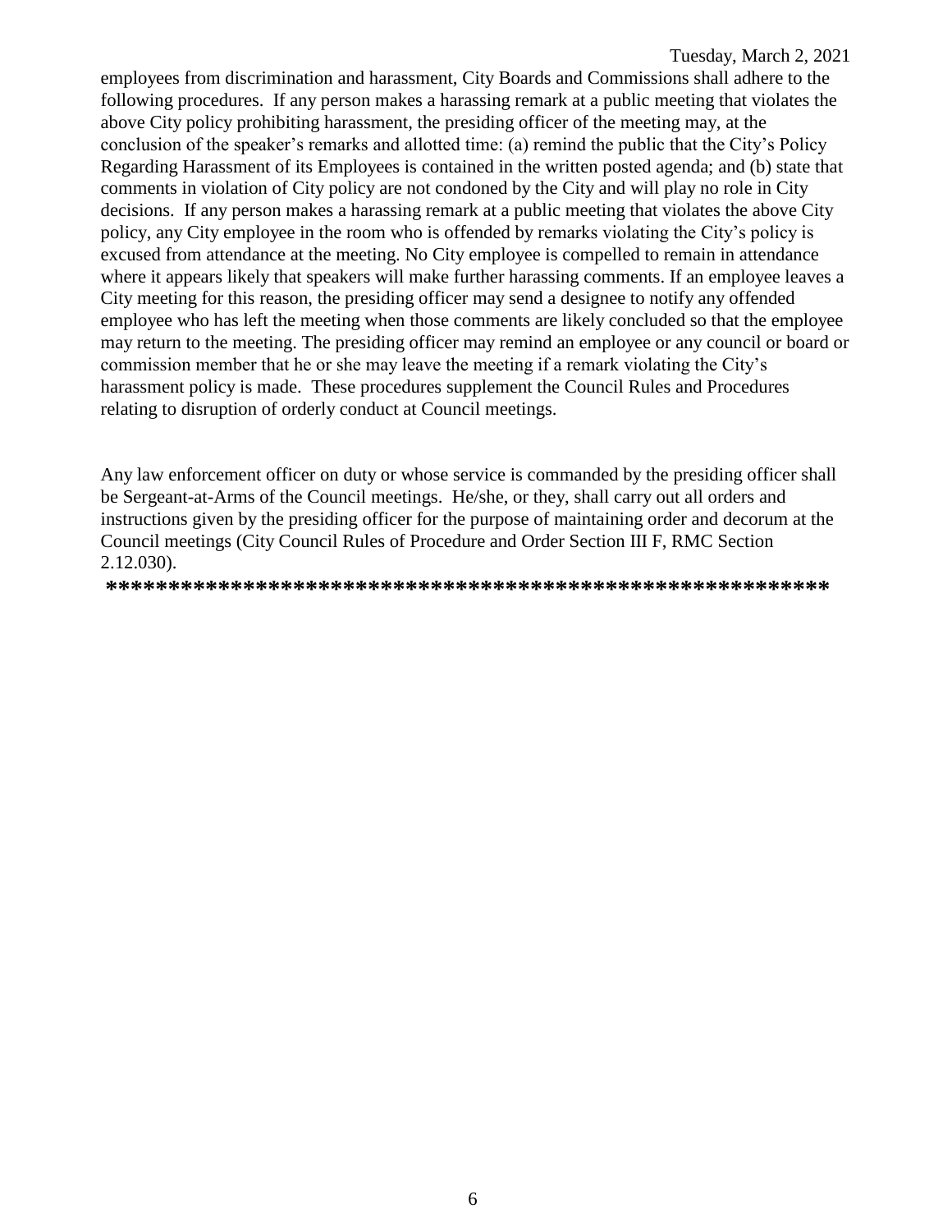employees from discrimination and harassment, City Boards and Commissions shall adhere to the following procedures. If any person makes a harassing remark at a public meeting that violates the above City policy prohibiting harassment, the presiding officer of the meeting may, at the conclusion of the speaker's remarks and allotted time: (a) remind the public that the City's Policy Regarding Harassment of its Employees is contained in the written posted agenda; and (b) state that comments in violation of City policy are not condoned by the City and will play no role in City decisions. If any person makes a harassing remark at a public meeting that violates the above City policy, any City employee in the room who is offended by remarks violating the City's policy is excused from attendance at the meeting. No City employee is compelled to remain in attendance where it appears likely that speakers will make further harassing comments. If an employee leaves a City meeting for this reason, the presiding officer may send a designee to notify any offended employee who has left the meeting when those comments are likely concluded so that the employee may return to the meeting. The presiding officer may remind an employee or any council or board or commission member that he or she may leave the meeting if a remark violating the City's harassment policy is made. These procedures supplement the Council Rules and Procedures relating to disruption of orderly conduct at Council meetings.

Any law enforcement officer on duty or whose service is commanded by the presiding officer shall be Sergeant-at-Arms of the Council meetings. He/she, or they, shall carry out all orders and instructions given by the presiding officer for the purpose of maintaining order and decorum at the Council meetings (City Council Rules of Procedure and Order Section III F, RMC Section 2.12.030).

**\*\*\*\*\*\*\*\*\*\*\*\*\*\*\*\*\*\*\*\*\*\*\*\*\*\*\*\*\*\*\*\*\*\*\*\*\*\*\*\*\*\*\*\*\*\*\*\*\*\*\*\*\*\*\*\*\*\***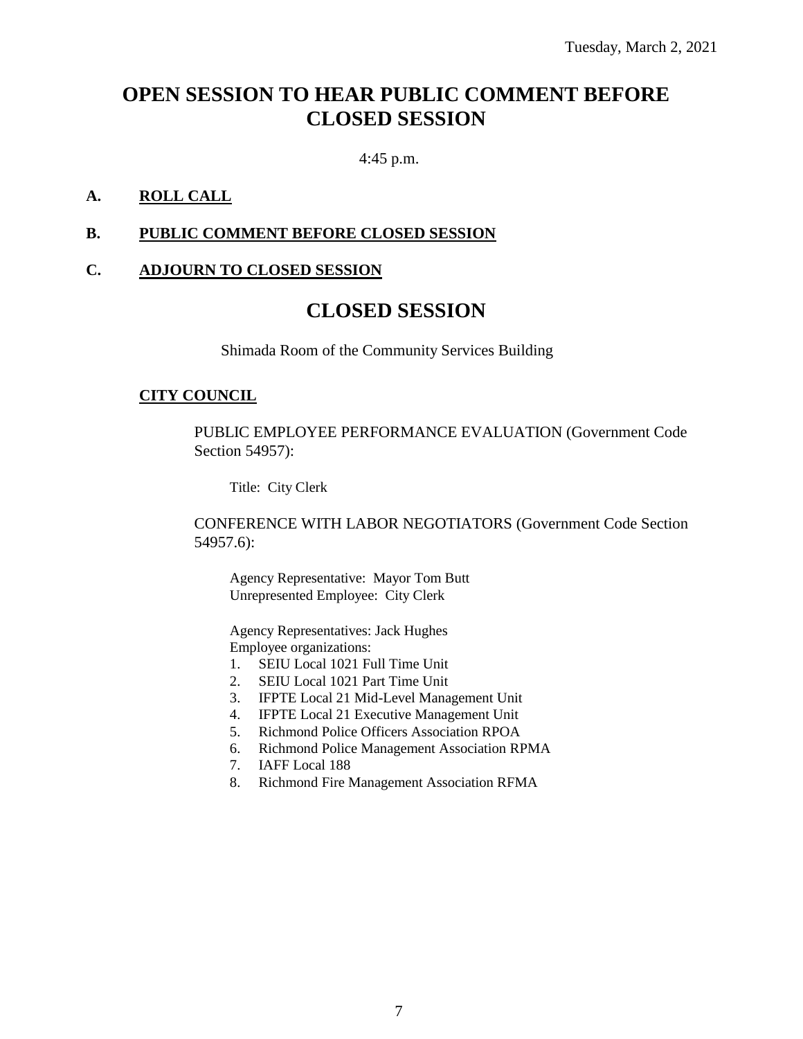# OPEN SESSION TO HEAR PUBLIC COMMENT BEFORE CLOSED SESSION

4:45 p.m.

**A. ROLL CALL**

**B. PUBLIC COMMENT BEFORE CLOSED SESSION**

**C. ADJOURN TO CLOSED SESSION**

# CLOSED SESSION

Shimada Room of the Community Services Building

**CITY COUNCIL**

PUBLIC EMPLOYEE PERFORMANCE EVALUATION (Government Code Section 54957):

Title: City Clerk

CONFERENCE WITH LABOR NEGOTIATORS (Government Code Section 54957.6):

Agency Representative: Mayor Tom Butt
Unrepresented Employee: City Clerk

Agency Representatives: Jack Hughes
Employee organizations:

1. SEIU Local 1021 Full Time Unit
2. SEIU Local 1021 Part Time Unit
3. IFPTE Local 21 Mid-Level Management Unit
4. IFPTE Local 21 Executive Management Unit
5. Richmond Police Officers Association RPOA
6. Richmond Police Management Association RPMA
7. IAFF Local 188
8. Richmond Fire Management Association RFMA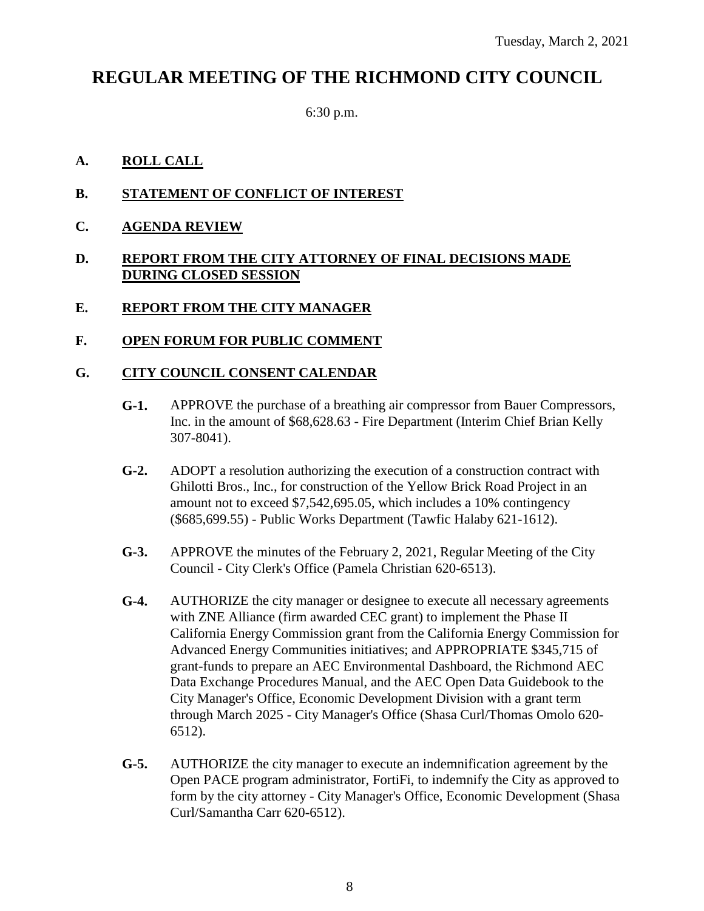Tuesday, March 2, 2021

# REGULAR MEETING OF THE RICHMOND CITY COUNCIL

6:30 p.m.

**A. ROLL CALL**

**B. STATEMENT OF CONFLICT OF INTEREST**

**C. AGENDA REVIEW**

**D. REPORT FROM THE CITY ATTORNEY OF FINAL DECISIONS MADE DURING CLOSED SESSION**

**E. REPORT FROM THE CITY MANAGER**

**F. OPEN FORUM FOR PUBLIC COMMENT**

**G. CITY COUNCIL CONSENT CALENDAR**

**G-1.** APPROVE the purchase of a breathing air compressor from Bauer Compressors, Inc. in the amount of $68,628.63 - Fire Department (Interim Chief Brian Kelly 307-8041).

**G-2.** ADOPT a resolution authorizing the execution of a construction contract with Ghilotti Bros., Inc., for construction of the Yellow Brick Road Project in an amount not to exceed $7,542,695.05, which includes a 10% contingency ($685,699.55) - Public Works Department (Tawfic Halaby 621-1612).

**G-3.** APPROVE the minutes of the February 2, 2021, Regular Meeting of the City Council - City Clerk's Office (Pamela Christian 620-6513).

**G-4.** AUTHORIZE the city manager or designee to execute all necessary agreements with ZNE Alliance (firm awarded CEC grant) to implement the Phase II California Energy Commission grant from the California Energy Commission for Advanced Energy Communities initiatives; and APPROPRIATE $345,715 of grant-funds to prepare an AEC Environmental Dashboard, the Richmond AEC Data Exchange Procedures Manual, and the AEC Open Data Guidebook to the City Manager's Office, Economic Development Division with a grant term through March 2025 - City Manager's Office (Shasa Curl/Thomas Omolo 620-6512).

**G-5.** AUTHORIZE the city manager to execute an indemnification agreement by the Open PACE program administrator, FortiFi, to indemnify the City as approved to form by the city attorney - City Manager's Office, Economic Development (Shasa Curl/Samantha Carr 620-6512).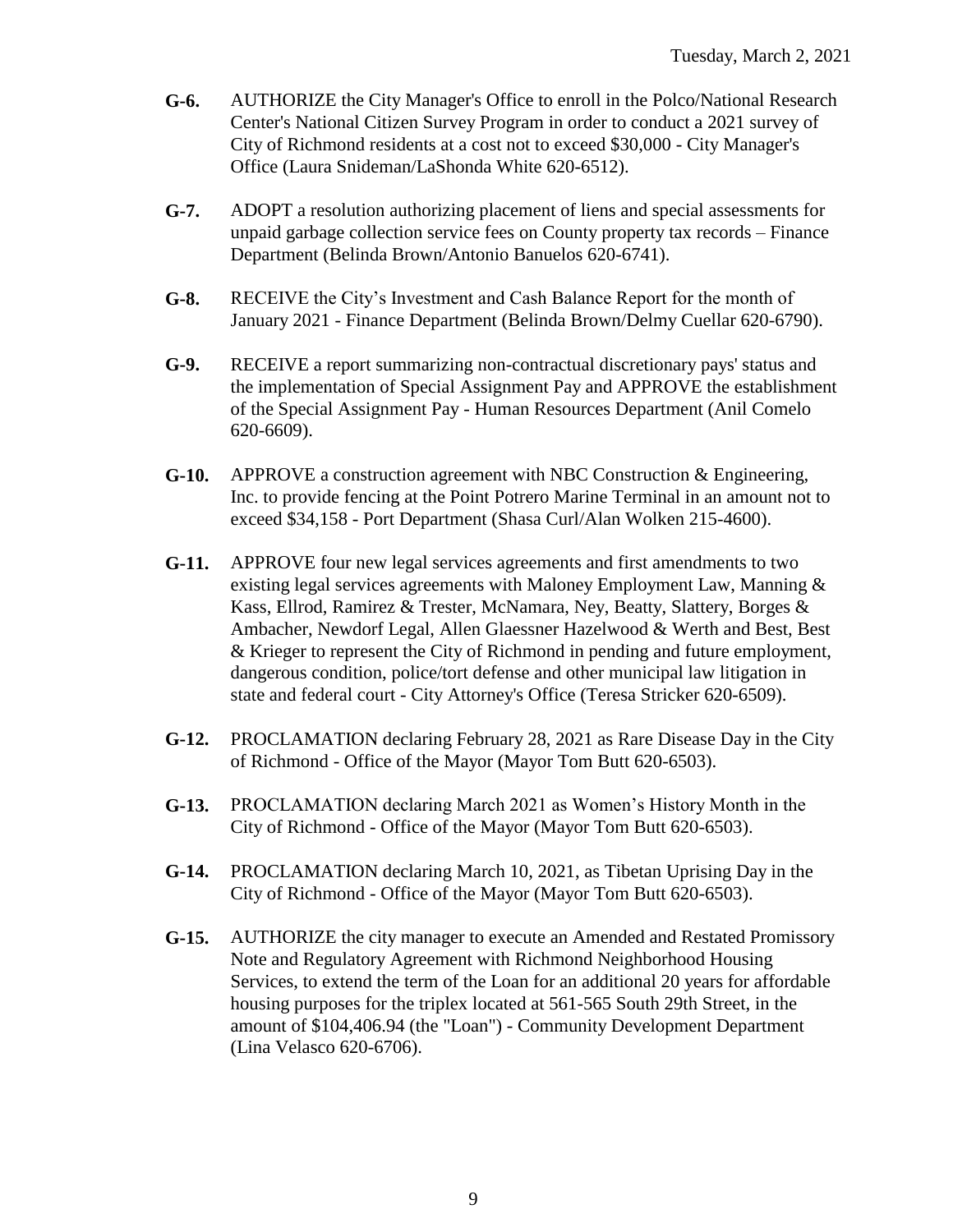- **G-6.** AUTHORIZE the City Manager's Office to enroll in the Polco/National Research Center's National Citizen Survey Program in order to conduct a 2021 survey of City of Richmond residents at a cost not to exceed $30,000 - City Manager's Office (Laura Snideman/LaShonda White 620-6512).

- **G-7.** ADOPT a resolution authorizing placement of liens and special assessments for unpaid garbage collection service fees on County property tax records – Finance Department (Belinda Brown/Antonio Banuelos 620-6741).

- **G-8.** RECEIVE the City's Investment and Cash Balance Report for the month of January 2021 - Finance Department (Belinda Brown/Delmy Cuellar 620-6790).

- **G-9.** RECEIVE a report summarizing non-contractual discretionary pays' status and the implementation of Special Assignment Pay and APPROVE the establishment of the Special Assignment Pay - Human Resources Department (Anil Comelo 620-6609).

- **G-10.** APPROVE a construction agreement with NBC Construction & Engineering, Inc. to provide fencing at the Point Potrero Marine Terminal in an amount not to exceed $34,158 - Port Department (Shasa Curl/Alan Wolken 215-4600).

- **G-11.** APPROVE four new legal services agreements and first amendments to two existing legal services agreements with Maloney Employment Law, Manning & Kass, Ellrod, Ramirez & Trester, McNamara, Ney, Beatty, Slattery, Borges & Ambacher, Newdorf Legal, Allen Glaessner Hazelwood & Werth and Best, Best & Krieger to represent the City of Richmond in pending and future employment, dangerous condition, police/tort defense and other municipal law litigation in state and federal court - City Attorney's Office (Teresa Stricker 620-6509).

- **G-12.** PROCLAMATION declaring February 28, 2021 as Rare Disease Day in the City of Richmond - Office of the Mayor (Mayor Tom Butt 620-6503).

- **G-13.** PROCLAMATION declaring March 2021 as Women's History Month in the City of Richmond - Office of the Mayor (Mayor Tom Butt 620-6503).

- **G-14.** PROCLAMATION declaring March 10, 2021, as Tibetan Uprising Day in the City of Richmond - Office of the Mayor (Mayor Tom Butt 620-6503).

- **G-15.** AUTHORIZE the city manager to execute an Amended and Restated Promissory Note and Regulatory Agreement with Richmond Neighborhood Housing Services, to extend the term of the Loan for an additional 20 years for affordable housing purposes for the triplex located at 561-565 South 29th Street, in the amount of $104,406.94 (the "Loan") - Community Development Department (Lina Velasco 620-6706).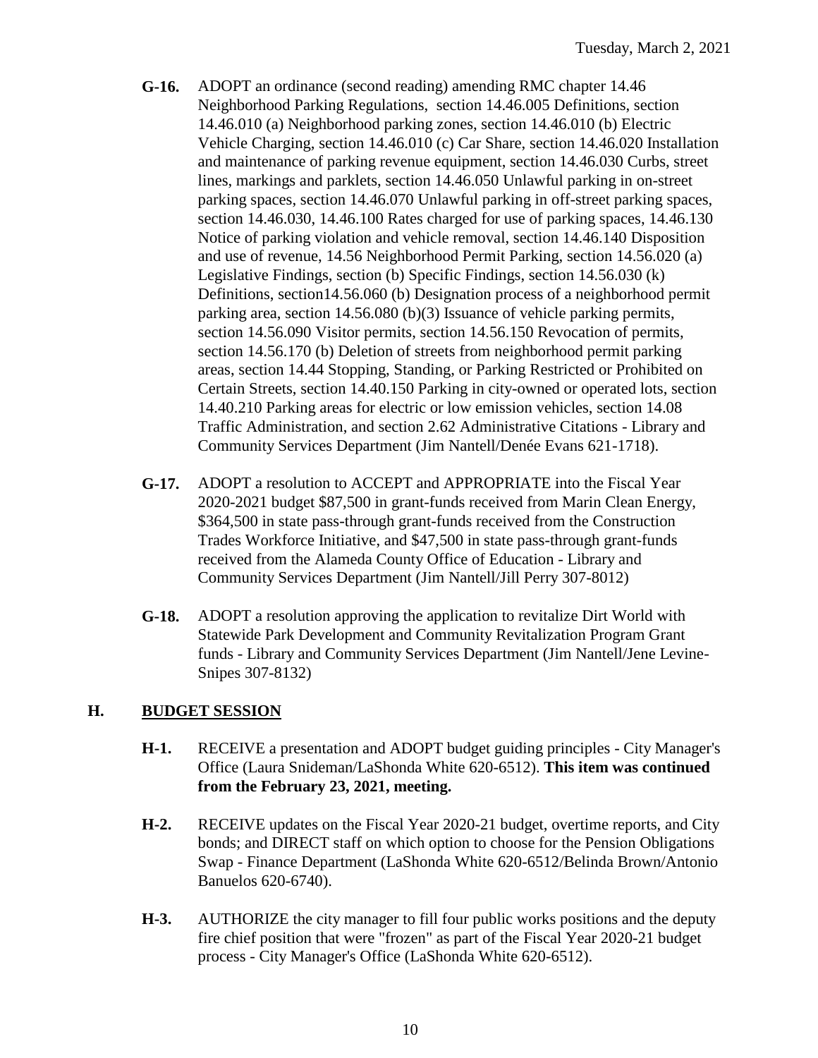- **G-16.** ADOPT an ordinance (second reading) amending RMC chapter 14.46 Neighborhood Parking Regulations, section 14.46.005 Definitions, section 14.46.010 (a) Neighborhood parking zones, section 14.46.010 (b) Electric Vehicle Charging, section 14.46.010 (c) Car Share, section 14.46.020 Installation and maintenance of parking revenue equipment, section 14.46.030 Curbs, street lines, markings and parklets, section 14.46.050 Unlawful parking in on-street parking spaces, section 14.46.070 Unlawful parking in off-street parking spaces, section 14.46.030, 14.46.100 Rates charged for use of parking spaces, 14.46.130 Notice of parking violation and vehicle removal, section 14.46.140 Disposition and use of revenue, 14.56 Neighborhood Permit Parking, section 14.56.020 (a) Legislative Findings, section (b) Specific Findings, section 14.56.030 (k) Definitions, section14.56.060 (b) Designation process of a neighborhood permit parking area, section 14.56.080 (b)(3) Issuance of vehicle parking permits, section 14.56.090 Visitor permits, section 14.56.150 Revocation of permits, section 14.56.170 (b) Deletion of streets from neighborhood permit parking areas, section 14.44 Stopping, Standing, or Parking Restricted or Prohibited on Certain Streets, section 14.40.150 Parking in city-owned or operated lots, section 14.40.210 Parking areas for electric or low emission vehicles, section 14.08 Traffic Administration, and section 2.62 Administrative Citations - Library and Community Services Department (Jim Nantell/Denée Evans 621-1718).

- **G-17.** ADOPT a resolution to ACCEPT and APPROPRIATE into the Fiscal Year 2020-2021 budget $87,500 in grant-funds received from Marin Clean Energy, $364,500 in state pass-through grant-funds received from the Construction Trades Workforce Initiative, and $47,500 in state pass-through grant-funds received from the Alameda County Office of Education - Library and Community Services Department (Jim Nantell/Jill Perry 307-8012)

- **G-18.** ADOPT a resolution approving the application to revitalize Dirt World with Statewide Park Development and Community Revitalization Program Grant funds - Library and Community Services Department (Jim Nantell/Jene Levine-Snipes 307-8132)

## H. BUDGET SESSION

- **H-1.** RECEIVE a presentation and ADOPT budget guiding principles - City Manager's Office (Laura Snideman/LaShonda White 620-6512). **This item was continued from the February 23, 2021, meeting.**

- **H-2.** RECEIVE updates on the Fiscal Year 2020-21 budget, overtime reports, and City bonds; and DIRECT staff on which option to choose for the Pension Obligations Swap - Finance Department (LaShonda White 620-6512/Belinda Brown/Antonio Banuelos 620-6740).

- **H-3.** AUTHORIZE the city manager to fill four public works positions and the deputy fire chief position that were "frozen" as part of the Fiscal Year 2020-21 budget process - City Manager's Office (LaShonda White 620-6512).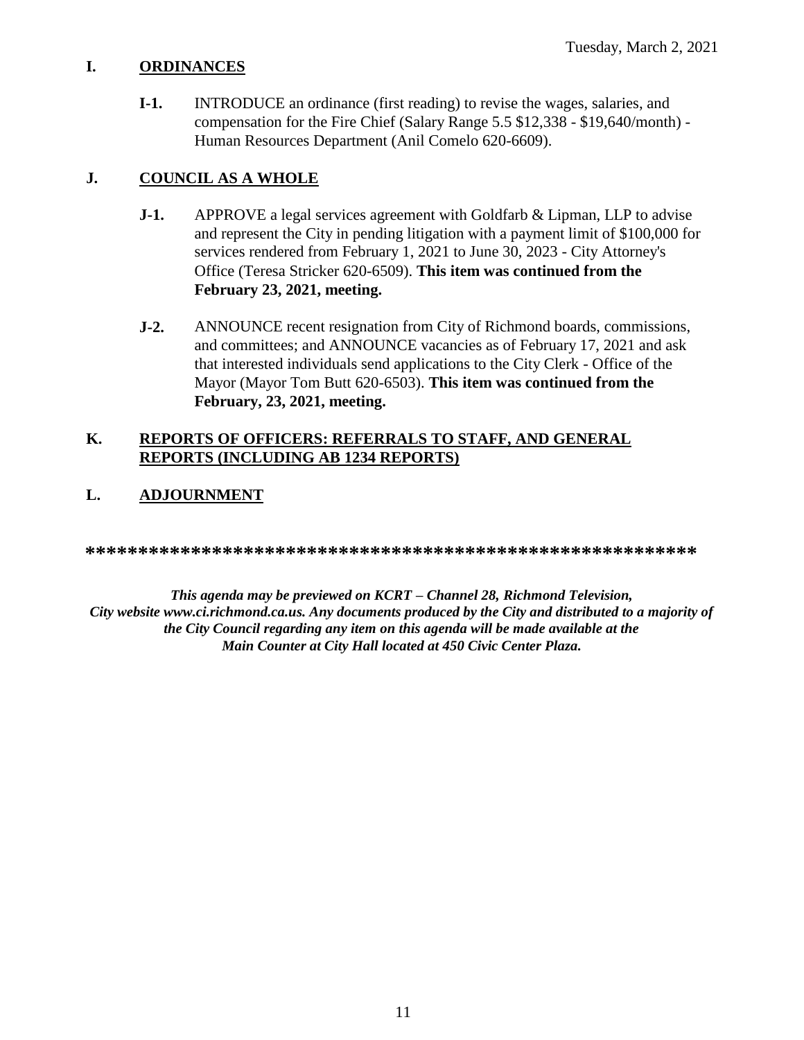Tuesday, March 2, 2021

## I. ORDINANCES

**I-1.** INTRODUCE an ordinance (first reading) to revise the wages, salaries, and compensation for the Fire Chief (Salary Range 5.5 $12,338 - $19,640/month) - Human Resources Department (Anil Comelo 620-6609).

## J. COUNCIL AS A WHOLE

**J-1.** APPROVE a legal services agreement with Goldfarb & Lipman, LLP to advise and represent the City in pending litigation with a payment limit of $100,000 for services rendered from February 1, 2021 to June 30, 2023 - City Attorney's Office (Teresa Stricker 620-6509). **This item was continued from the February 23, 2021, meeting.**

**J-2.** ANNOUNCE recent resignation from City of Richmond boards, commissions, and committees; and ANNOUNCE vacancies as of February 17, 2021 and ask that interested individuals send applications to the City Clerk - Office of the Mayor (Mayor Tom Butt 620-6503). **This item was continued from the February, 23, 2021, meeting.**

## K. REPORTS OF OFFICERS: REFERRALS TO STAFF, AND GENERAL REPORTS (INCLUDING AB 1234 REPORTS)

## L. ADJOURNMENT

**************************************************************

***This agenda may be previewed on KCRT – Channel 28, Richmond Television, City website www.ci.richmond.ca.us. Any documents produced by the City and distributed to a majority of the City Council regarding any item on this agenda will be made available at the Main Counter at City Hall located at 450 Civic Center Plaza.***